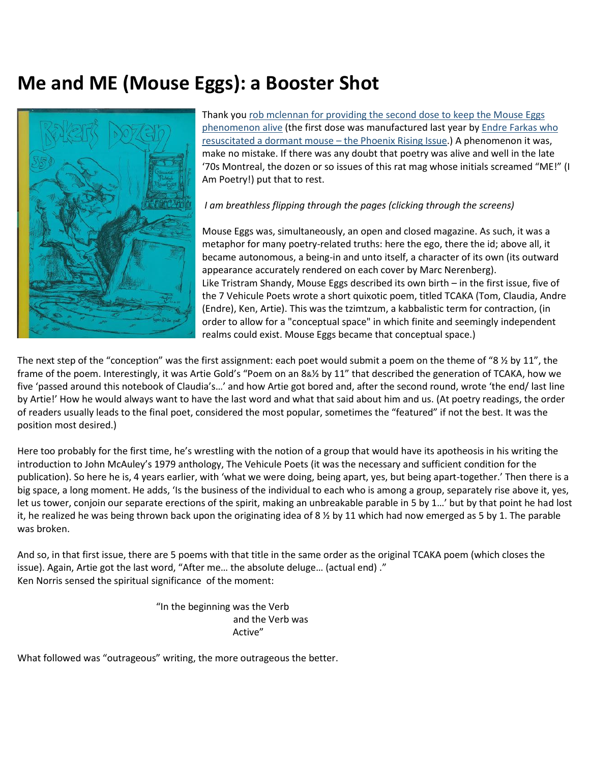# Me and ME (Mouse Eggs): a Booster Shot

Thank you rob mclennan for providing the second dose to keep the Mouse Eggs phenomenon alive (the first dose was manufactured last year by Endre Farkas who resuscitated a dormant mouse – the Phoenix Rising Issue.) A phenomenon it was, make no mistake. If there was any doubt that poetry was alive and well in the late '70s Montreal, the dozen or so issues of this rat mag whose initials screamed "ME!" (I Am Poetry!) put that to rest.

*I am breathless flipping through the pages (clicking through the screens)*

Mouse Eggs was, simultaneously, an open and closed magazine. As such, it was a metaphor for many poetry-related truths: here the ego, there the id; above all, it became autonomous, a being-in and unto itself, a character of its own (its outward appearance accurately rendered on each cover by Marc Nerenberg). Like Tristram Shandy, Mouse Eggs described its own birth – in the first issue, five of the 7 Vehicule Poets wrote a short quixotic poem, titled TCAKA (Tom, Claudia, Andre (Endre), Ken, Artie). This was the tzimtzum, a kabbalistic term for contraction, (in order to allow for a "conceptual space" in which finite and seemingly independent realms could exist. Mouse Eggs became that conceptual space.)

The next step of the "conception" was the first assignment: each poet would submit a poem on the theme of "8 ½ by 11", the frame of the poem. Interestingly, it was Artie Gold's "Poem on an 8&½ by 11" that described the generation of TCAKA, how we five 'passed around this notebook of Claudia's…' and how Artie got bored and, after the second round, wrote 'the end/ last line by Artie!' How he would always want to have the last word and what that said about him and us. (At poetry readings, the order of readers usually leads to the final poet, considered the most popular, sometimes the "featured" if not the best. It was the position most desired.)

Here too probably for the first time, he's wrestling with the notion of a group that would have its apotheosis in his writing the introduction to John McAuley's 1979 anthology, The Vehicule Poets (it was the necessary and sufficient condition for the publication). So here he is, 4 years earlier, with 'what we were doing, being apart, yes, but being apart-together.' Then there is a big space, a long moment. He adds, 'Is the business of the individual to each who is among a group, separately rise above it, yes, let us tower, conjoin our separate erections of the spirit, making an unbreakable parable in 5 by 1…' but by that point he had lost it, he realized he was being thrown back upon the originating idea of 8 ½ by 11 which had now emerged as 5 by 1. The parable was broken.

And so, in that first issue, there are 5 poems with that title in the same order as the original TCAKA poem (which closes the issue). Again, Artie got the last word, "After me… the absolute deluge… (actual end) ."
Ken Norris sensed the spiritual significance of the moment:

> "In the beginning was the Verb
> and the Verb was
> Active"

What followed was "outrageous" writing, the more outrageous the better.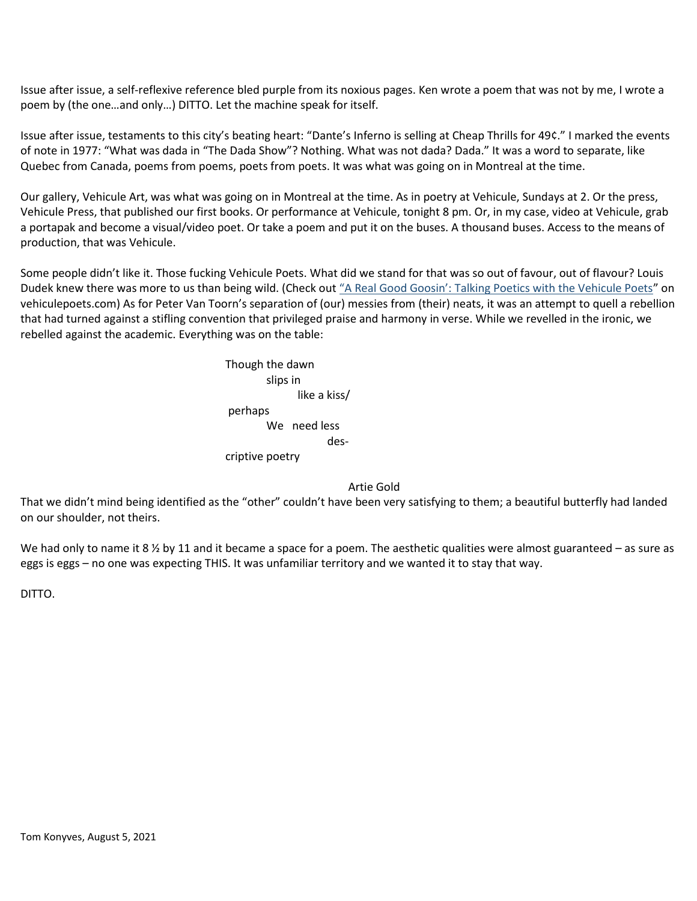Issue after issue, a self-reflexive reference bled purple from its noxious pages. Ken wrote a poem that was not by me, I wrote a poem by (the one…and only…) DITTO. Let the machine speak for itself.

Issue after issue, testaments to this city's beating heart: "Dante's Inferno is selling at Cheap Thrills for 49¢." I marked the events of note in 1977: "What was dada in "The Dada Show"? Nothing. What was not dada? Dada." It was a word to separate, like Quebec from Canada, poems from poems, poets from poets. It was what was going on in Montreal at the time.

Our gallery, Vehicule Art, was what was going on in Montreal at the time. As in poetry at Vehicule, Sundays at 2. Or the press, Vehicule Press, that published our first books. Or performance at Vehicule, tonight 8 pm. Or, in my case, video at Vehicule, grab a portapak and become a visual/video poet. Or take a poem and put it on the buses. A thousand buses. Access to the means of production, that was Vehicule.

Some people didn't like it. Those fucking Vehicule Poets. What did we stand for that was so out of favour, out of flavour? Louis Dudek knew there was more to us than being wild. (Check out "A Real Good Goosin': Talking Poetics with the Vehicule Poets" on vehiculepoets.com) As for Peter Van Toorn's separation of (our) messies from (their) neats, it was an attempt to quell a rebellion that had turned against a stifling convention that privileged praise and harmony in verse. While we revelled in the ironic, we rebelled against the academic. Everything was on the table:

Though the dawn
    slips in
        like a kiss/
perhaps
    We need less
            des-
criptive poetry

Artie Gold

That we didn't mind being identified as the "other" couldn't have been very satisfying to them; a beautiful butterfly had landed on our shoulder, not theirs.

We had only to name it 8 ½ by 11 and it became a space for a poem. The aesthetic qualities were almost guaranteed – as sure as eggs is eggs – no one was expecting THIS. It was unfamiliar territory and we wanted it to stay that way.

DITTO.

Tom Konyves, August 5, 2021